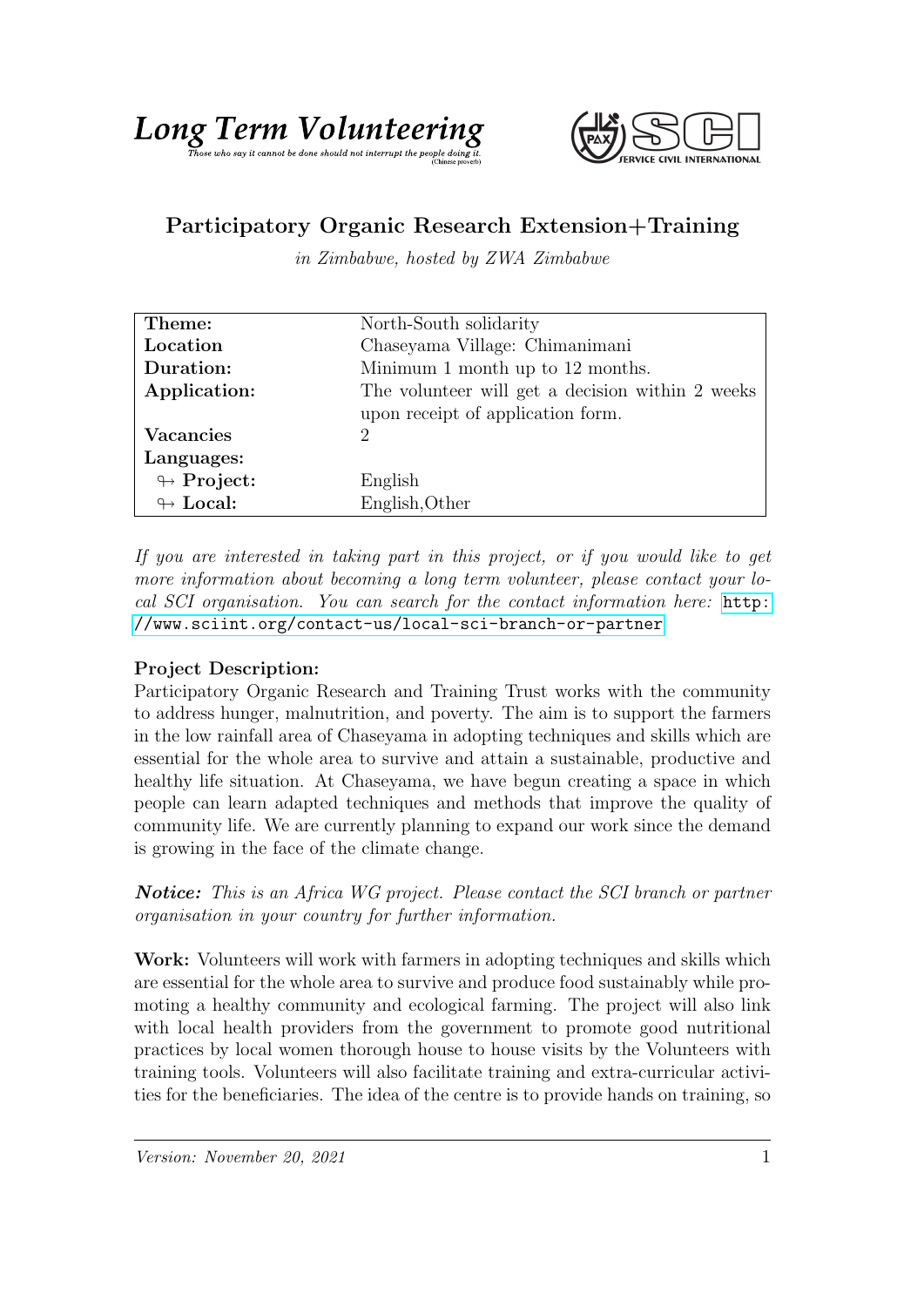**Long Term Volunteering**

*Those who say it cannot be done should not interrupt the people doing it.* (Chinese proverb)

## Participatory Organic Research Extension+Training

*in Zimbabwe, hosted by ZWA Zimbabwe*

| | |
|---|---|
| **Theme:** | North-South solidarity |
| **Location** | Chaseyama Village: Chimanimani |
| **Duration:** | Minimum 1 month up to 12 months. |
| **Application:** | The volunteer will get a decision within 2 weeks upon receipt of application form. |
| **Vacancies** | 2 |
| **Languages:** | |
| ↪ **Project:** | English |
| ↪ **Local:** | English,Other |

*If you are interested in taking part in this project, or if you would like to get more information about becoming a long term volunteer, please contact your local SCI organisation. You can search for the contact information here:* http://www.sciint.org/contact-us/local-sci-branch-or-partner

**Project Description:**
Participatory Organic Research and Training Trust works with the community to address hunger, malnutrition, and poverty. The aim is to support the farmers in the low rainfall area of Chaseyama in adopting techniques and skills which are essential for the whole area to survive and attain a sustainable, productive and healthy life situation. At Chaseyama, we have begun creating a space in which people can learn adapted techniques and methods that improve the quality of community life. We are currently planning to expand our work since the demand is growing in the face of the climate change.

***Notice:*** *This is an Africa WG project. Please contact the SCI branch or partner organisation in your country for further information.*

**Work:** Volunteers will work with farmers in adopting techniques and skills which are essential for the whole area to survive and produce food sustainably while promoting a healthy community and ecological farming. The project will also link with local health providers from the government to promote good nutritional practices by local women thorough house to house visits by the Volunteers with training tools. Volunteers will also facilitate training and extra-curricular activities for the beneficiaries. The idea of the centre is to provide hands on training, so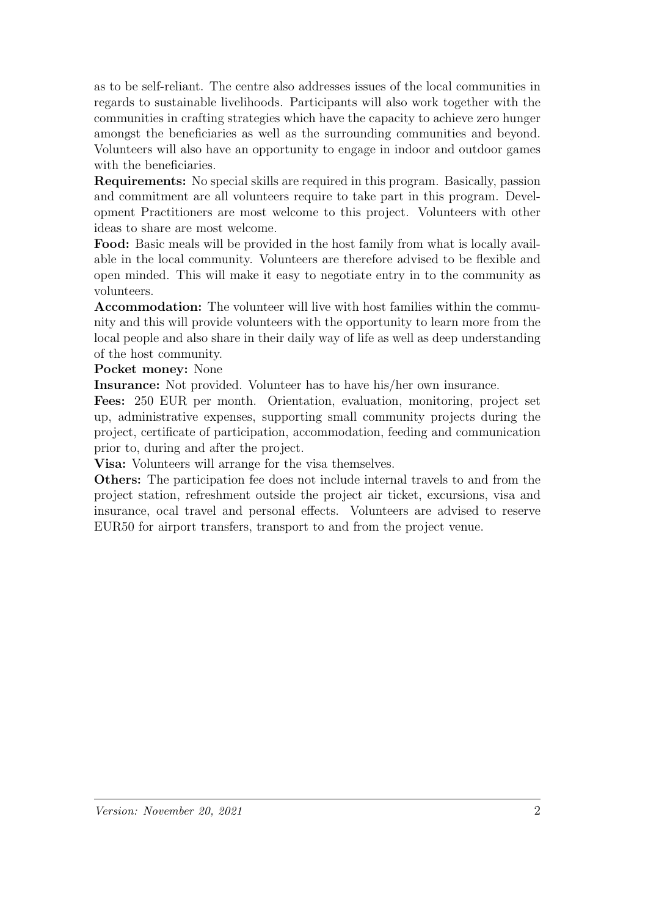as to be self-reliant. The centre also addresses issues of the local communities in regards to sustainable livelihoods. Participants will also work together with the communities in crafting strategies which have the capacity to achieve zero hunger amongst the beneficiaries as well as the surrounding communities and beyond. Volunteers will also have an opportunity to engage in indoor and outdoor games with the beneficiaries.

**Requirements:** No special skills are required in this program. Basically, passion and commitment are all volunteers require to take part in this program. Development Practitioners are most welcome to this project. Volunteers with other ideas to share are most welcome.

**Food:** Basic meals will be provided in the host family from what is locally available in the local community. Volunteers are therefore advised to be flexible and open minded. This will make it easy to negotiate entry in to the community as volunteers.

**Accommodation:** The volunteer will live with host families within the community and this will provide volunteers with the opportunity to learn more from the local people and also share in their daily way of life as well as deep understanding of the host community.

**Pocket money:** None

**Insurance:** Not provided. Volunteer has to have his/her own insurance.

**Fees:** 250 EUR per month. Orientation, evaluation, monitoring, project set up, administrative expenses, supporting small community projects during the project, certificate of participation, accommodation, feeding and communication prior to, during and after the project.

**Visa:** Volunteers will arrange for the visa themselves.

**Others:** The participation fee does not include internal travels to and from the project station, refreshment outside the project air ticket, excursions, visa and insurance, ocal travel and personal effects. Volunteers are advised to reserve EUR50 for airport transfers, transport to and from the project venue.

*Version: November 20, 2021*